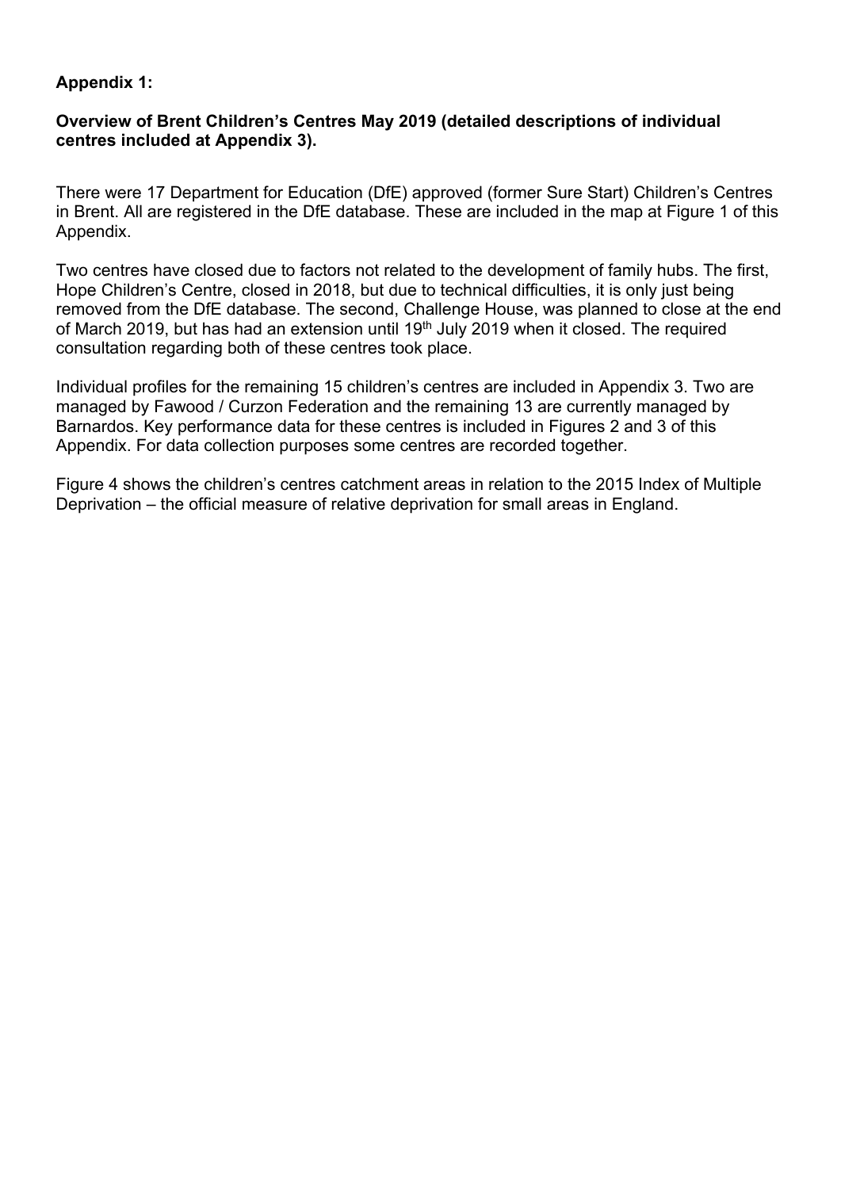**Appendix 1:**

**Overview of Brent Children's Centres May 2019 (detailed descriptions of individual centres included at Appendix 3).**

There were 17 Department for Education (DfE) approved (former Sure Start) Children's Centres in Brent. All are registered in the DfE database. These are included in the map at Figure 1 of this Appendix.

Two centres have closed due to factors not related to the development of family hubs. The first, Hope Children's Centre, closed in 2018, but due to technical difficulties, it is only just being removed from the DfE database. The second, Challenge House, was planned to close at the end of March 2019, but has had an extension until 19th July 2019 when it closed. The required consultation regarding both of these centres took place.

Individual profiles for the remaining 15 children's centres are included in Appendix 3. Two are managed by Fawood / Curzon Federation and the remaining 13 are currently managed by Barnardos. Key performance data for these centres is included in Figures 2 and 3 of this Appendix. For data collection purposes some centres are recorded together.

Figure 4 shows the children's centres catchment areas in relation to the 2015 Index of Multiple Deprivation – the official measure of relative deprivation for small areas in England.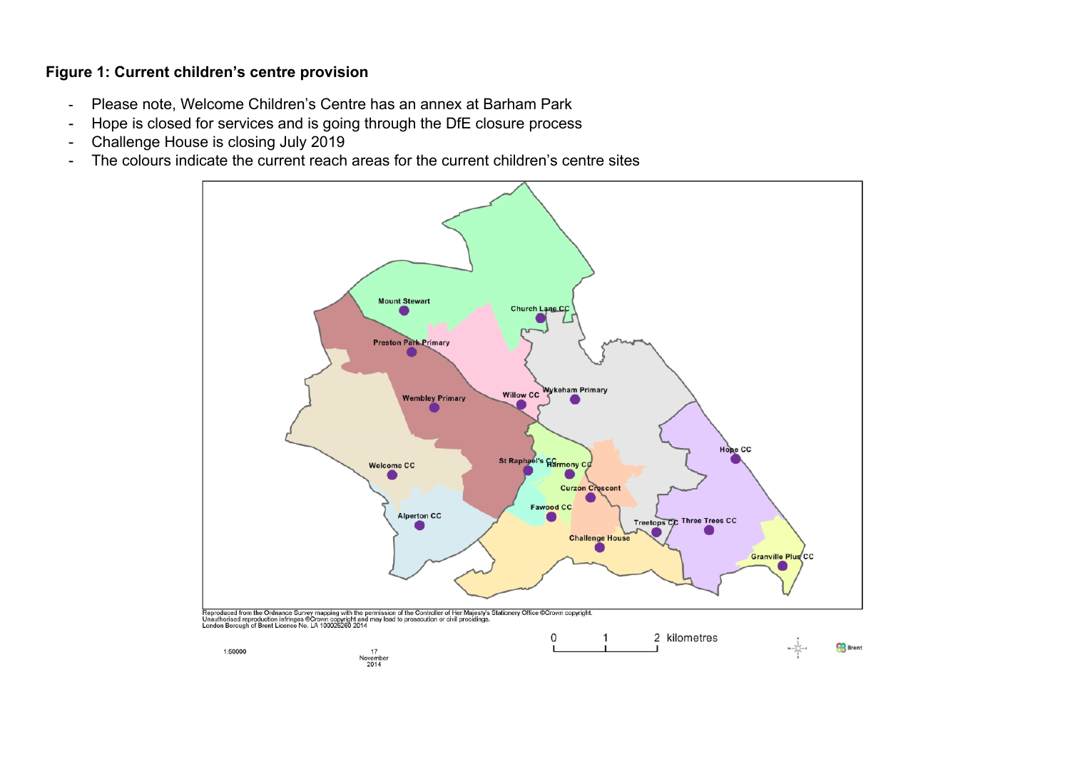**Figure 1: Current children's centre provision**

- Please note, Welcome Children's Centre has an annex at Barham Park
- Hope is closed for services and is going through the DfE closure process
- Challenge House is closing July 2019
- The colours indicate the current reach areas for the current children's centre sites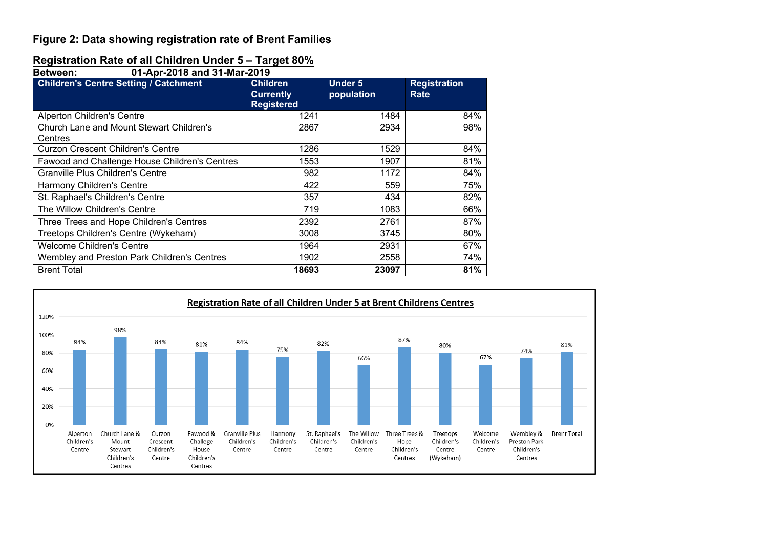# Figure 2: Data showing registration rate of Brent Families

## Registration Rate of all Children Under 5 – Target 80%

**Between: 01-Apr-2018 and 31-Mar-2019**

| Children's Centre Setting / Catchment | Children Currently Registered | Under 5 population | Registration Rate |
|---|---|---|---|
| Alperton Children's Centre | 1241 | 1484 | 84% |
| Church Lane and Mount Stewart Children's Centres | 2867 | 2934 | 98% |
| Curzon Crescent Children's Centre | 1286 | 1529 | 84% |
| Fawood and Challenge House Children's Centres | 1553 | 1907 | 81% |
| Granville Plus Children's Centre | 982 | 1172 | 84% |
| Harmony Children's Centre | 422 | 559 | 75% |
| St. Raphael's Children's Centre | 357 | 434 | 82% |
| The Willow Children's Centre | 719 | 1083 | 66% |
| Three Trees and Hope Children's Centres | 2392 | 2761 | 87% |
| Treetops Children's Centre (Wykeham) | 3008 | 3745 | 80% |
| Welcome Children's Centre | 1964 | 2931 | 67% |
| Wembley and Preston Park Children's Centres | 1902 | 2558 | 74% |
| Brent Total | **18693** | **23097** | **81%** |

**Registration Rate of all Children Under 5 at Brent Childrens Centres**

| Centre | Registration Rate |
|---|---|
| Alperton Children's Centre | 84% |
| Church Lane & Mount Stewart Children's Centres | 98% |
| Curzon Crescent Children's Centre | 84% |
| Fawood & Challege House Children's Centres | 81% |
| Granville Plus Children's Centre | 84% |
| Harmony Children's Centre | 75% |
| St. Raphael's Children's Centre | 82% |
| The Willow Children's Centre | 66% |
| Three Trees & Hope Children's Centres | 87% |
| Treetops Children's Centre (Wykeham) | 80% |
| Welcome Children's Centre | 67% |
| Wembley & Preston Park Children's Centres | 74% |
| Brent Total | 81% |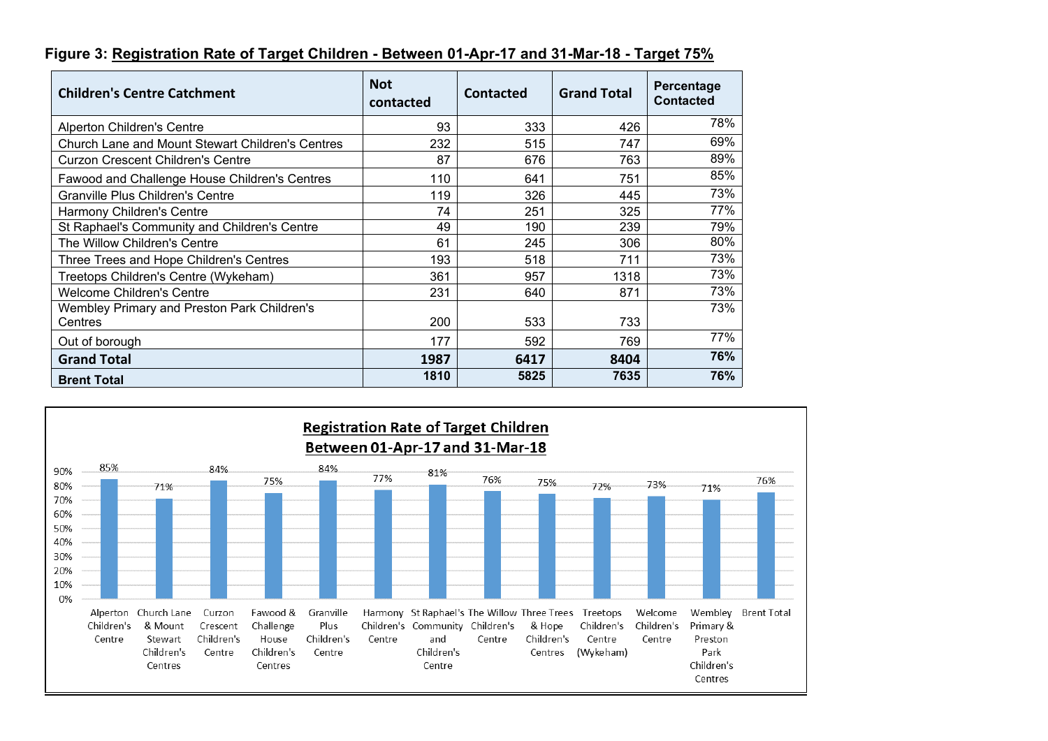**Figure 3: Registration Rate of Target Children - Between 01-Apr-17 and 31-Mar-18 - Target 75%**

| Children's Centre Catchment | Not contacted | Contacted | Grand Total | Percentage Contacted |
|---|---|---|---|---|
| Alperton Children's Centre | 93 | 333 | 426 | 78% |
| Church Lane and Mount Stewart Children's Centres | 232 | 515 | 747 | 69% |
| Curzon Crescent Children's Centre | 87 | 676 | 763 | 89% |
| Fawood and Challenge House Children's Centres | 110 | 641 | 751 | 85% |
| Granville Plus Children's Centre | 119 | 326 | 445 | 73% |
| Harmony Children's Centre | 74 | 251 | 325 | 77% |
| St Raphael's Community and Children's Centre | 49 | 190 | 239 | 79% |
| The Willow Children's Centre | 61 | 245 | 306 | 80% |
| Three Trees and Hope Children's Centres | 193 | 518 | 711 | 73% |
| Treetops Children's Centre (Wykeham) | 361 | 957 | 1318 | 73% |
| Welcome Children's Centre | 231 | 640 | 871 | 73% |
| Wembley Primary and Preston Park Children's Centres | 200 | 533 | 733 | 73% |
| Out of borough | 177 | 592 | 769 | 77% |
| **Grand Total** | **1987** | **6417** | **8404** | **76%** |
| **Brent Total** | **1810** | **5825** | **7635** | **76%** |

**Registration Rate of Target Children**
**Between 01-Apr-17 and 31-Mar-18**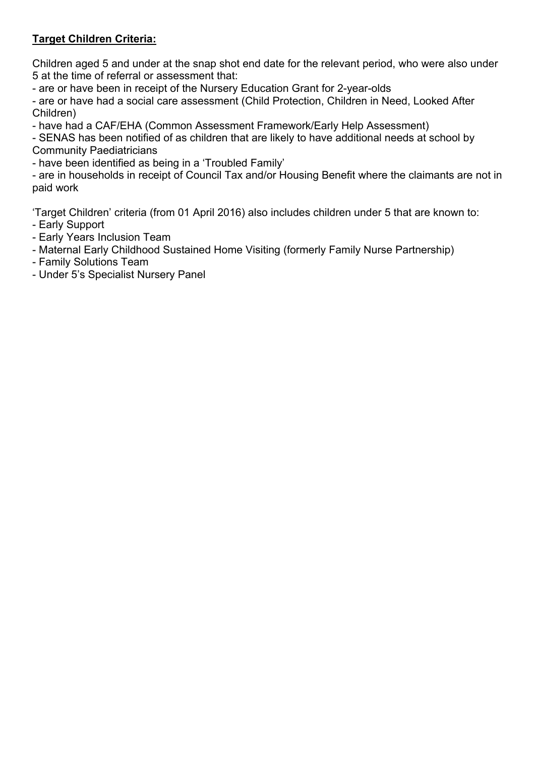**Target Children Criteria:**

Children aged 5 and under at the snap shot end date for the relevant period, who were also under 5 at the time of referral or assessment that:

- are or have been in receipt of the Nursery Education Grant for 2-year-olds
- are or have had a social care assessment (Child Protection, Children in Need, Looked After Children)
- have had a CAF/EHA (Common Assessment Framework/Early Help Assessment)
- SENAS has been notified of as children that are likely to have additional needs at school by Community Paediatricians
- have been identified as being in a 'Troubled Family'
- are in households in receipt of Council Tax and/or Housing Benefit where the claimants are not in paid work

'Target Children' criteria (from 01 April 2016) also includes children under 5 that are known to:

- Early Support
- Early Years Inclusion Team
- Maternal Early Childhood Sustained Home Visiting (formerly Family Nurse Partnership)
- Family Solutions Team
- Under 5's Specialist Nursery Panel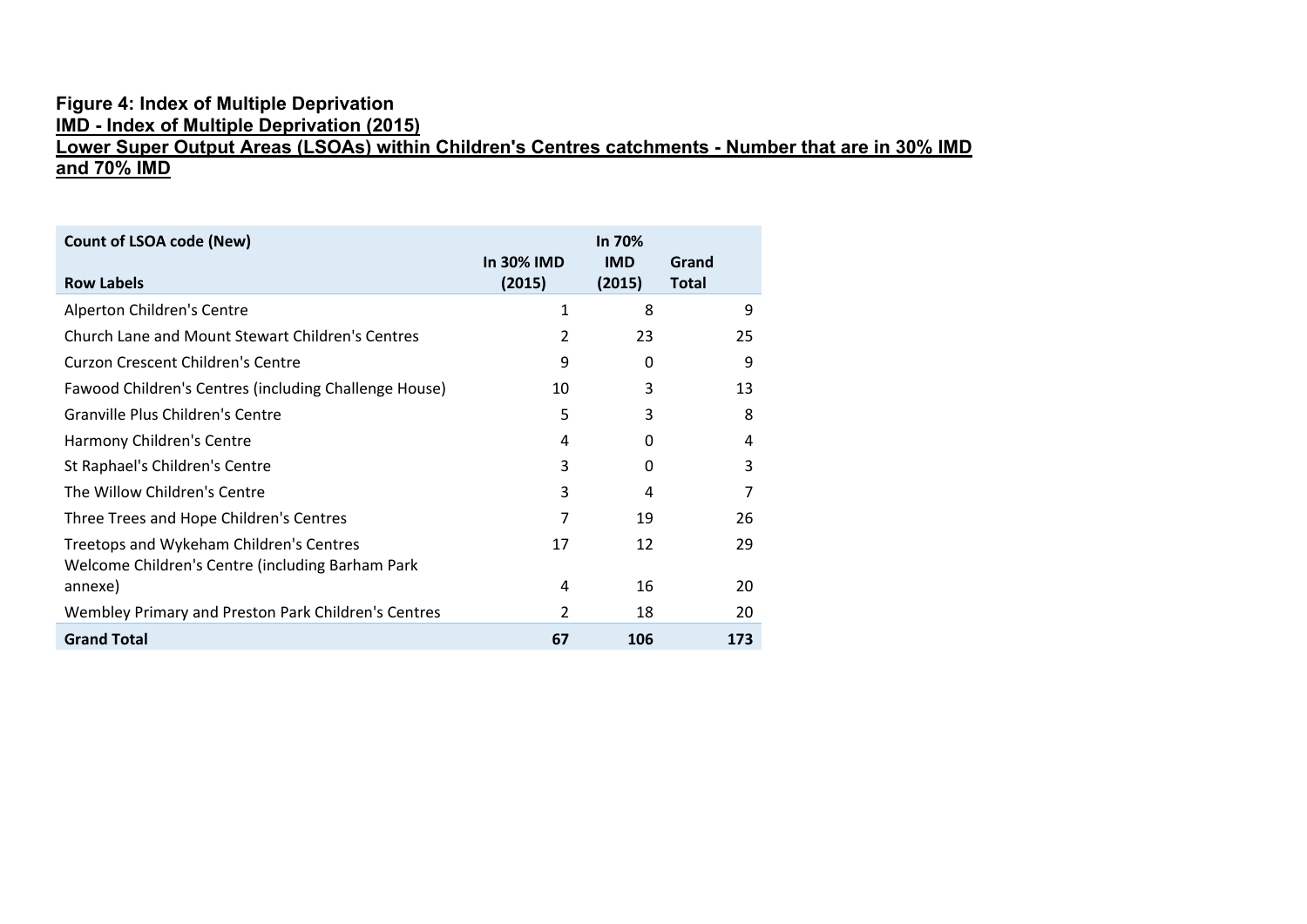**Figure 4: Index of Multiple Deprivation**

**IMD - Index of Multiple Deprivation (2015)**

**Lower Super Output Areas (LSOAs) within Children's Centres catchments - Number that are in 30% IMD and 70% IMD**

| Count of LSOA code (New) Row Labels | In 30% IMD (2015) | In 70% IMD (2015) | Grand Total |
|---|---|---|---|
| Alperton Children's Centre | 1 | 8 | 9 |
| Church Lane and Mount Stewart Children's Centres | 2 | 23 | 25 |
| Curzon Crescent Children's Centre | 9 | 0 | 9 |
| Fawood Children's Centres (including Challenge House) | 10 | 3 | 13 |
| Granville Plus Children's Centre | 5 | 3 | 8 |
| Harmony Children's Centre | 4 | 0 | 4 |
| St Raphael's Children's Centre | 3 | 0 | 3 |
| The Willow Children's Centre | 3 | 4 | 7 |
| Three Trees and Hope Children's Centres | 7 | 19 | 26 |
| Treetops and Wykeham Children's Centres | 17 | 12 | 29 |
| Welcome Children's Centre (including Barham Park annexe) | 4 | 16 | 20 |
| Wembley Primary and Preston Park Children's Centres | 2 | 18 | 20 |
| **Grand Total** | **67** | **106** | **173** |